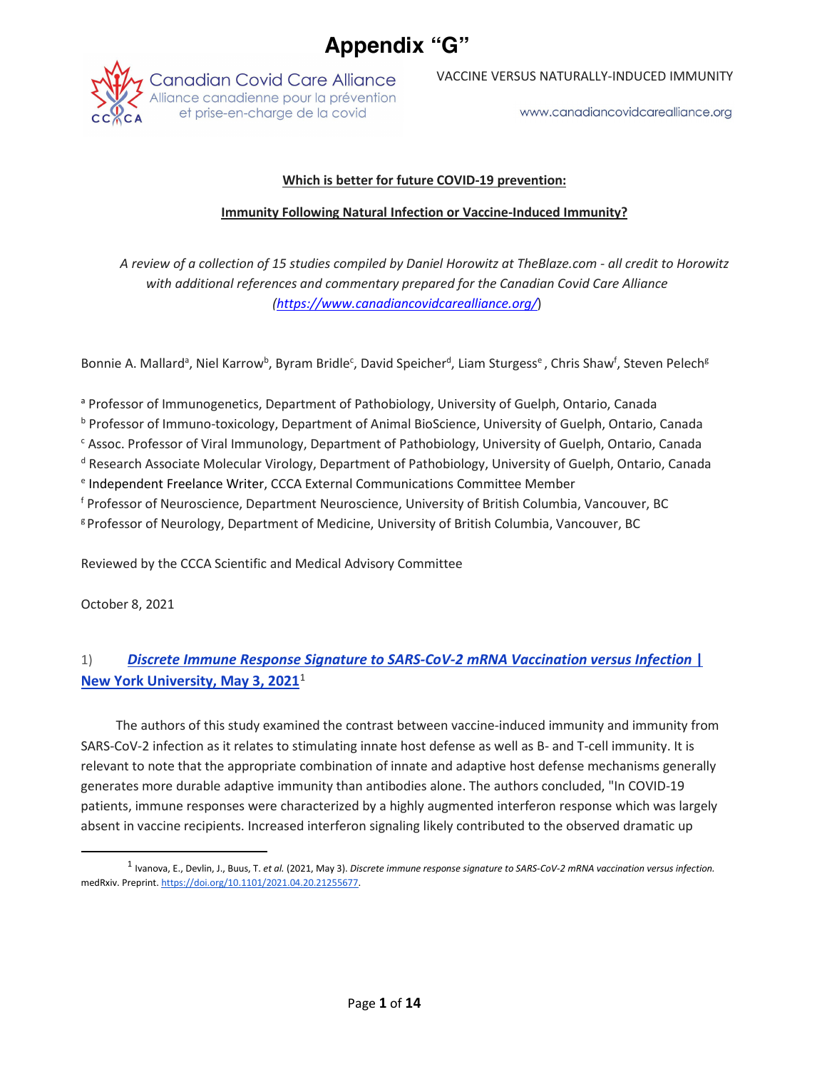# Appendix "G"

Canadian Covid Care Alliance
Alliance canadienne pour la prévention et prise-en-charge de la covid

VACCINE VERSUS NATURALLY-INDUCED IMMUNITY

www.canadiancovidcarealliance.org

**Which is better for future COVID-19 prevention:**

**Immunity Following Natural Infection or Vaccine-Induced Immunity?**

*A review of a collection of 15 studies compiled by Daniel Horowitz at TheBlaze.com - all credit to Horowitz with additional references and commentary prepared for the Canadian Covid Care Alliance ([https://www.canadiancovidcarealliance.org/](https://www.canadiancovidcarealliance.org/))*

Bonnie A. Mallard[a], Niel Karrow[b], Byram Bridle[c], David Speicher[d], Liam Sturgess[e], Chris Shaw[f], Steven Pelech[g]

[a] Professor of Immunogenetics, Department of Pathobiology, University of Guelph, Ontario, Canada
[b] Professor of Immuno-toxicology, Department of Animal BioScience, University of Guelph, Ontario, Canada
[c] Assoc. Professor of Viral Immunology, Department of Pathobiology, University of Guelph, Ontario, Canada
[d] Research Associate Molecular Virology, Department of Pathobiology, University of Guelph, Ontario, Canada
[e] Independent Freelance Writer, CCCA External Communications Committee Member
[f] Professor of Neuroscience, Department Neuroscience, University of British Columbia, Vancouver, BC
[g] Professor of Neurology, Department of Medicine, University of British Columbia, Vancouver, BC

Reviewed by the CCCA Scientific and Medical Advisory Committee

October 8, 2021

## 1) ***Discrete Immune Response Signature to SARS-CoV-2 mRNA Vaccination versus Infection* | New York University, May 3, 2021**[1]

The authors of this study examined the contrast between vaccine-induced immunity and immunity from SARS-CoV-2 infection as it relates to stimulating innate host defense as well as B- and T-cell immunity. It is relevant to note that the appropriate combination of innate and adaptive host defense mechanisms generally generates more durable adaptive immunity than antibodies alone. The authors concluded, "In COVID-19 patients, immune responses were characterized by a highly augmented interferon response which was largely absent in vaccine recipients. Increased interferon signaling likely contributed to the observed dramatic up

---

[1] Ivanova, E., Devlin, J., Buus, T. *et al.* (2021, May 3). *Discrete immune response signature to SARS-CoV-2 mRNA vaccination versus infection.* medRxiv. Preprint. [https://doi.org/10.1101/2021.04.20.21255677](https://doi.org/10.1101/2021.04.20.21255677).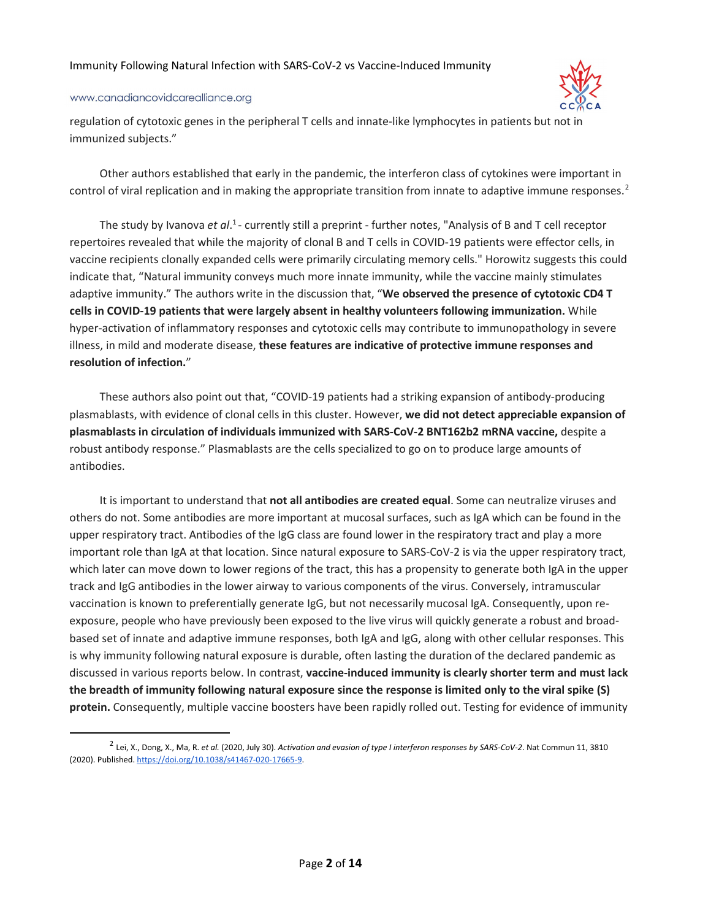regulation of cytotoxic genes in the peripheral T cells and innate-like lymphocytes in patients but not in immunized subjects."

Other authors established that early in the pandemic, the interferon class of cytokines were important in control of viral replication and in making the appropriate transition from innate to adaptive immune responses.[2]

The study by Ivanova *et al*.[1] - currently still a preprint - further notes, "Analysis of B and T cell receptor repertoires revealed that while the majority of clonal B and T cells in COVID-19 patients were effector cells, in vaccine recipients clonally expanded cells were primarily circulating memory cells." Horowitz suggests this could indicate that, "Natural immunity conveys much more innate immunity, while the vaccine mainly stimulates adaptive immunity." The authors write in the discussion that, "**We observed the presence of cytotoxic CD4 T cells in COVID-19 patients that were largely absent in healthy volunteers following immunization.** While hyper-activation of inflammatory responses and cytotoxic cells may contribute to immunopathology in severe illness, in mild and moderate disease, **these features are indicative of protective immune responses and resolution of infection.**"

These authors also point out that, "COVID-19 patients had a striking expansion of antibody-producing plasmablasts, with evidence of clonal cells in this cluster. However, **we did not detect appreciable expansion of plasmablasts in circulation of individuals immunized with SARS-CoV-2 BNT162b2 mRNA vaccine,** despite a robust antibody response." Plasmablasts are the cells specialized to go on to produce large amounts of antibodies.

It is important to understand that **not all antibodies are created equal**. Some can neutralize viruses and others do not. Some antibodies are more important at mucosal surfaces, such as IgA which can be found in the upper respiratory tract. Antibodies of the IgG class are found lower in the respiratory tract and play a more important role than IgA at that location. Since natural exposure to SARS-CoV-2 is via the upper respiratory tract, which later can move down to lower regions of the tract, this has a propensity to generate both IgA in the upper track and IgG antibodies in the lower airway to various components of the virus. Conversely, intramuscular vaccination is known to preferentially generate IgG, but not necessarily mucosal IgA. Consequently, upon re-exposure, people who have previously been exposed to the live virus will quickly generate a robust and broad-based set of innate and adaptive immune responses, both IgA and IgG, along with other cellular responses. This is why immunity following natural exposure is durable, often lasting the duration of the declared pandemic as discussed in various reports below. In contrast, **vaccine-induced immunity is clearly shorter term and must lack the breadth of immunity following natural exposure since the response is limited only to the viral spike (S) protein.** Consequently, multiple vaccine boosters have been rapidly rolled out. Testing for evidence of immunity

---

[2] Lei, X., Dong, X., Ma, R. *et al.* (2020, July 30). *Activation and evasion of type I interferon responses by SARS-CoV-2*. Nat Commun 11, 3810 (2020). Published. https://doi.org/10.1038/s41467-020-17665-9.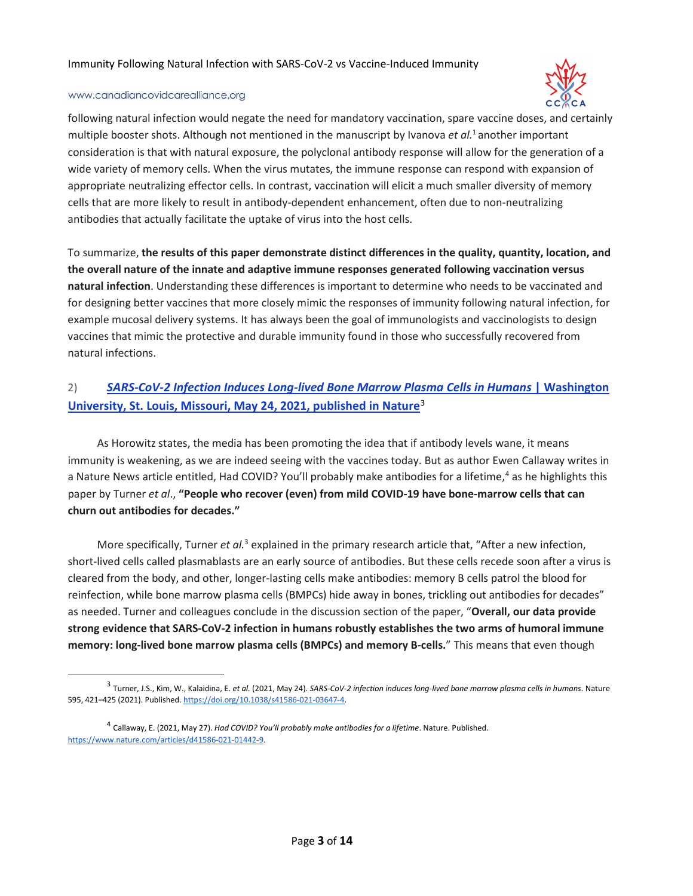following natural infection would negate the need for mandatory vaccination, spare vaccine doses, and certainly multiple booster shots. Although not mentioned in the manuscript by Ivanova *et al.*[1] another important consideration is that with natural exposure, the polyclonal antibody response will allow for the generation of a wide variety of memory cells. When the virus mutates, the immune response can respond with expansion of appropriate neutralizing effector cells. In contrast, vaccination will elicit a much smaller diversity of memory cells that are more likely to result in antibody-dependent enhancement, often due to non-neutralizing antibodies that actually facilitate the uptake of virus into the host cells.

To summarize, **the results of this paper demonstrate distinct differences in the quality, quantity, location, and the overall nature of the innate and adaptive immune responses generated following vaccination versus natural infection**. Understanding these differences is important to determine who needs to be vaccinated and for designing better vaccines that more closely mimic the responses of immunity following natural infection, for example mucosal delivery systems. It has always been the goal of immunologists and vaccinologists to design vaccines that mimic the protective and durable immunity found in those who successfully recovered from natural infections.

## 2) [***SARS-CoV-2 Infection Induces Long-lived Bone Marrow Plasma Cells in Humans* | Washington University, St. Louis, Missouri, May 24, 2021, published in Nature**](https://doi.org/10.1038/s41586-021-03647-4)[3]

As Horowitz states, the media has been promoting the idea that if antibody levels wane, it means immunity is weakening, as we are indeed seeing with the vaccines today. But as author Ewen Callaway writes in a Nature News article entitled, Had COVID? You'll probably make antibodies for a lifetime,[4] as he highlights this paper by Turner *et al*., **"People who recover (even) from mild COVID-19 have bone-marrow cells that can churn out antibodies for decades."**

More specifically, Turner *et al.*[3] explained in the primary research article that, "After a new infection, short-lived cells called plasmablasts are an early source of antibodies. But these cells recede soon after a virus is cleared from the body, and other, longer-lasting cells make antibodies: memory B cells patrol the blood for reinfection, while bone marrow plasma cells (BMPCs) hide away in bones, trickling out antibodies for decades" as needed. Turner and colleagues conclude in the discussion section of the paper, "**Overall, our data provide strong evidence that SARS-CoV-2 infection in humans robustly establishes the two arms of humoral immune memory: long-lived bone marrow plasma cells (BMPCs) and memory B-cells.**" This means that even though

---

[3] Turner, J.S., Kim, W., Kalaidina, E. *et al.* (2021, May 24). *SARS-CoV-2 infection induces long-lived bone marrow plasma cells in humans*. Nature 595, 421–425 (2021). Published. https://doi.org/10.1038/s41586-021-03647-4.

[4] Callaway, E. (2021, May 27). *Had COVID? You'll probably make antibodies for a lifetime*. Nature. Published. https://www.nature.com/articles/d41586-021-01442-9.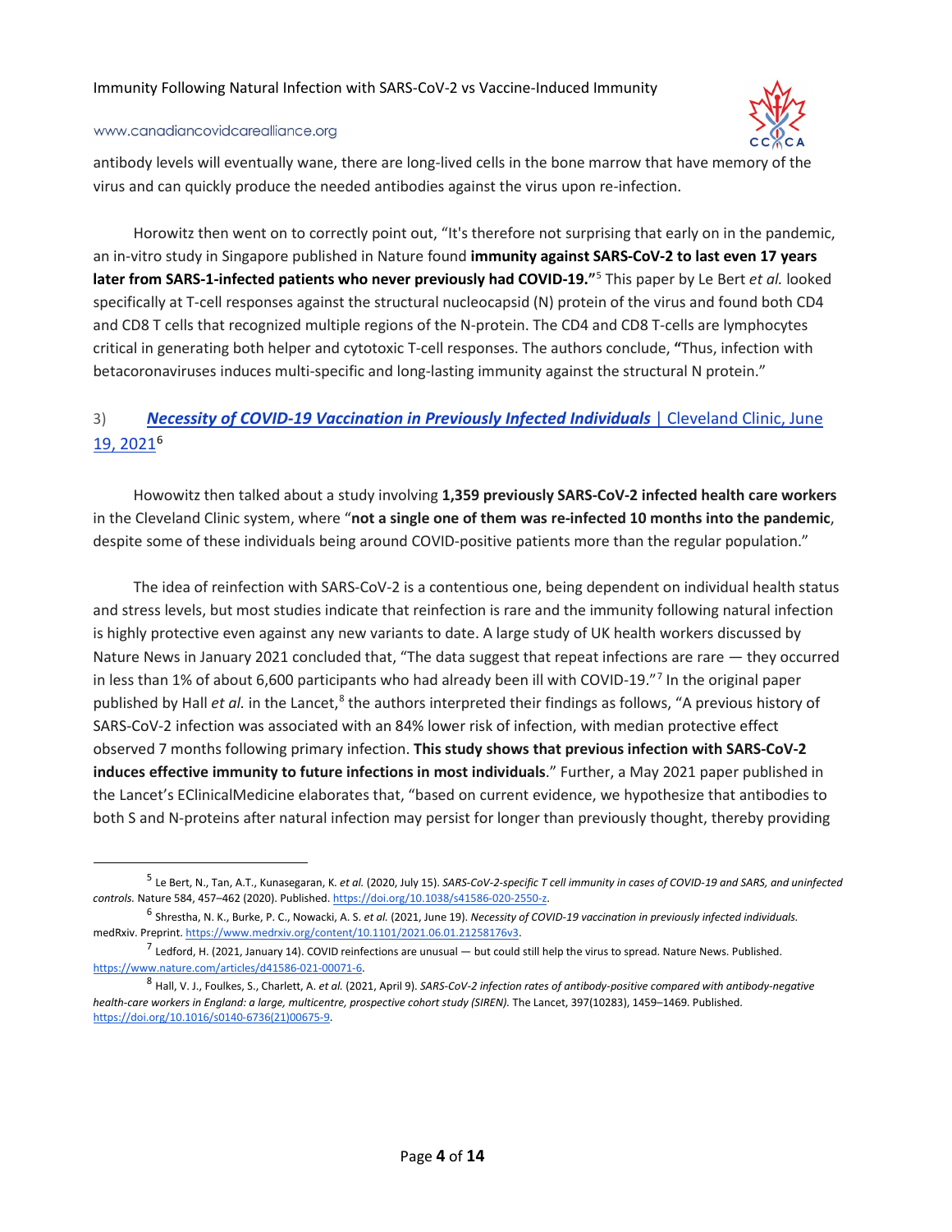antibody levels will eventually wane, there are long-lived cells in the bone marrow that have memory of the virus and can quickly produce the needed antibodies against the virus upon re-infection.

Horowitz then went on to correctly point out, "It's therefore not surprising that early on in the pandemic, an in-vitro study in Singapore published in Nature found **immunity against SARS-CoV-2 to last even 17 years later from SARS-1-infected patients who never previously had COVID-19."**[5] This paper by Le Bert *et al.* looked specifically at T-cell responses against the structural nucleocapsid (N) protein of the virus and found both CD4 and CD8 T cells that recognized multiple regions of the N-protein. The CD4 and CD8 T-cells are lymphocytes critical in generating both helper and cytotoxic T-cell responses. The authors conclude, **"**Thus, infection with betacoronaviruses induces multi-specific and long-lasting immunity against the structural N protein."

### 3) [***Necessity of COVID-19 Vaccination in Previously Infected Individuals*** | Cleveland Clinic, June 19, 2021](https://www.medrxiv.org/content/10.1101/2021.06.01.21258176v3)[6]

Howowitz then talked about a study involving **1,359 previously SARS-CoV-2 infected health care workers** in the Cleveland Clinic system, where "**not a single one of them was re-infected 10 months into the pandemic**, despite some of these individuals being around COVID-positive patients more than the regular population."

The idea of reinfection with SARS-CoV-2 is a contentious one, being dependent on individual health status and stress levels, but most studies indicate that reinfection is rare and the immunity following natural infection is highly protective even against any new variants to date. A large study of UK health workers discussed by Nature News in January 2021 concluded that, "The data suggest that repeat infections are rare — they occurred in less than 1% of about 6,600 participants who had already been ill with COVID-19."[7] In the original paper published by Hall *et al.* in the Lancet,[8] the authors interpreted their findings as follows, "A previous history of SARS-CoV-2 infection was associated with an 84% lower risk of infection, with median protective effect observed 7 months following primary infection. **This study shows that previous infection with SARS-CoV-2 induces effective immunity to future infections in most individuals**." Further, a May 2021 paper published in the Lancet's EClinicalMedicine elaborates that, "based on current evidence, we hypothesize that antibodies to both S and N-proteins after natural infection may persist for longer than previously thought, thereby providing

---

[5] Le Bert, N., Tan, A.T., Kunasegaran, K. *et al.* (2020, July 15). *SARS-CoV-2-specific T cell immunity in cases of COVID-19 and SARS, and uninfected controls.* Nature 584, 457–462 (2020). Published. https://doi.org/10.1038/s41586-020-2550-z.

[6] Shrestha, N. K., Burke, P. C., Nowacki, A. S. *et al.* (2021, June 19). *Necessity of COVID-19 vaccination in previously infected individuals.* medRxiv. Preprint. https://www.medrxiv.org/content/10.1101/2021.06.01.21258176v3.

[7] Ledford, H. (2021, January 14). COVID reinfections are unusual — but could still help the virus to spread. Nature News. Published. https://www.nature.com/articles/d41586-021-00071-6.

[8] Hall, V. J., Foulkes, S., Charlett, A. *et al.* (2021, April 9). *SARS-CoV-2 infection rates of antibody-positive compared with antibody-negative health-care workers in England: a large, multicentre, prospective cohort study (SIREN).* The Lancet, 397(10283), 1459–1469. Published. https://doi.org/10.1016/s0140-6736(21)00675-9.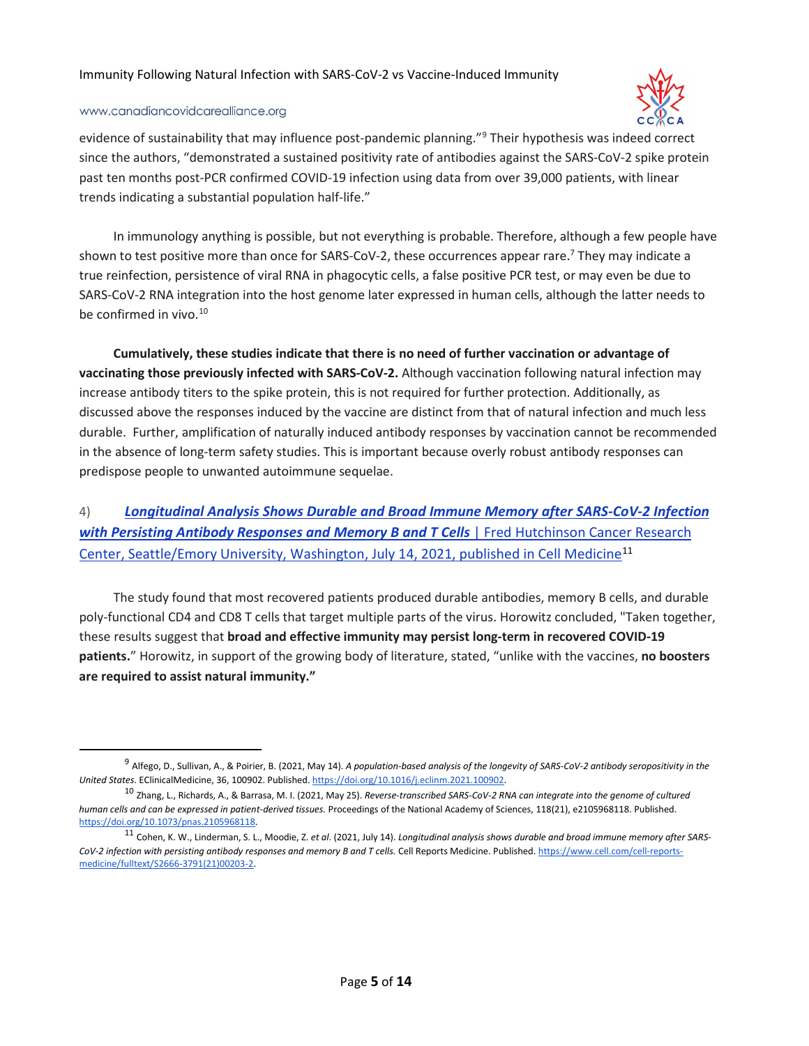evidence of sustainability that may influence post-pandemic planning."[9] Their hypothesis was indeed correct since the authors, "demonstrated a sustained positivity rate of antibodies against the SARS-CoV-2 spike protein past ten months post-PCR confirmed COVID-19 infection using data from over 39,000 patients, with linear trends indicating a substantial population half-life."

In immunology anything is possible, but not everything is probable. Therefore, although a few people have shown to test positive more than once for SARS-CoV-2, these occurrences appear rare.[7] They may indicate a true reinfection, persistence of viral RNA in phagocytic cells, a false positive PCR test, or may even be due to SARS-CoV-2 RNA integration into the host genome later expressed in human cells, although the latter needs to be confirmed in vivo.[10]

**Cumulatively, these studies indicate that there is no need of further vaccination or advantage of vaccinating those previously infected with SARS-CoV-2.** Although vaccination following natural infection may increase antibody titers to the spike protein, this is not required for further protection. Additionally, as discussed above the responses induced by the vaccine are distinct from that of natural infection and much less durable. Further, amplification of naturally induced antibody responses by vaccination cannot be recommended in the absence of long-term safety studies. This is important because overly robust antibody responses can predispose people to unwanted autoimmune sequelae.

### 4) ***Longitudinal Analysis Shows Durable and Broad Immune Memory after SARS-CoV-2 Infection with Persisting Antibody Responses and Memory B and T Cells*** | Fred Hutchinson Cancer Research Center, Seattle/Emory University, Washington, July 14, 2021, published in Cell Medicine[11]

The study found that most recovered patients produced durable antibodies, memory B cells, and durable poly-functional CD4 and CD8 T cells that target multiple parts of the virus. Horowitz concluded, "Taken together, these results suggest that **broad and effective immunity may persist long-term in recovered COVID-19 patients.**" Horowitz, in support of the growing body of literature, stated, "unlike with the vaccines, **no boosters are required to assist natural immunity."**

---

[9] Alfego, D., Sullivan, A., & Poirier, B. (2021, May 14). *A population-based analysis of the longevity of SARS-CoV-2 antibody seropositivity in the United States*. EClinicalMedicine, 36, 100902. Published. https://doi.org/10.1016/j.eclinm.2021.100902.

[10] Zhang, L., Richards, A., & Barrasa, M. I. (2021, May 25). *Reverse-transcribed SARS-CoV-2 RNA can integrate into the genome of cultured human cells and can be expressed in patient-derived tissues.* Proceedings of the National Academy of Sciences, 118(21), e2105968118. Published. https://doi.org/10.1073/pnas.2105968118.

[11] Cohen, K. W., Linderman, S. L., Moodie, Z. *et al*. (2021, July 14). *Longitudinal analysis shows durable and broad immune memory after SARS-CoV-2 infection with persisting antibody responses and memory B and T cells.* Cell Reports Medicine. Published. https://www.cell.com/cell-reports-medicine/fulltext/S2666-3791(21)00203-2.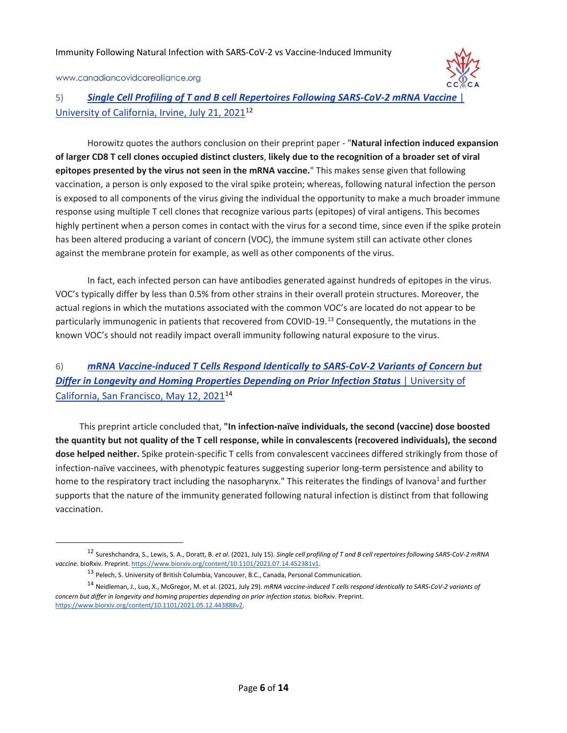5) ***Single Cell Profiling of T and B cell Repertoires Following SARS-CoV-2 mRNA Vaccine*** | University of California, Irvine, July 21, 2021[12]

Horowitz quotes the authors conclusion on their preprint paper - "**Natural infection induced expansion of larger CD8 T cell clones occupied distinct clusters**, **likely due to the recognition of a broader set of viral epitopes presented by the virus not seen in the mRNA vaccine.**" This makes sense given that following vaccination, a person is only exposed to the viral spike protein; whereas, following natural infection the person is exposed to all components of the virus giving the individual the opportunity to make a much broader immune response using multiple T cell clones that recognize various parts (epitopes) of viral antigens. This becomes highly pertinent when a person comes in contact with the virus for a second time, since even if the spike protein has been altered producing a variant of concern (VOC), the immune system still can activate other clones against the membrane protein for example, as well as other components of the virus.

In fact, each infected person can have antibodies generated against hundreds of epitopes in the virus. VOC's typically differ by less than 0.5% from other strains in their overall protein structures. Moreover, the actual regions in which the mutations associated with the common VOC's are located do not appear to be particularly immunogenic in patients that recovered from COVID-19.[13] Consequently, the mutations in the known VOC's should not readily impact overall immunity following natural exposure to the virus.

6) ***mRNA Vaccine-induced T Cells Respond Identically to SARS-CoV-2 Variants of Concern but Differ in Longevity and Homing Properties Depending on Prior Infection Status*** | University of California, San Francisco, May 12, 2021[14]

This preprint article concluded that, **"In infection-naïve individuals, the second (vaccine) dose boosted the quantity but not quality of the T cell response, while in convalescents (recovered individuals), the second dose helped neither.** Spike protein-specific T cells from convalescent vaccinees differed strikingly from those of infection-naïve vaccinees, with phenotypic features suggesting superior long-term persistence and ability to home to the respiratory tract including the nasopharynx." This reiterates the findings of Ivanova[1] and further supports that the nature of the immunity generated following natural infection is distinct from that following vaccination.

---

[12] Sureshchandra, S., Lewis, S. A., Doratt, B. *et al*. (2021, July 15). *Single cell profiling of T and B cell repertoires following SARS-CoV-2 mRNA vaccine.* bioRxiv. Preprint. https://www.biorxiv.org/content/10.1101/2021.07.14.452381v1.

[13] Pelech, S. University of British Columbia, Vancouver, B.C., Canada, Personal Communication.

[14] Neidleman, J., Luo, X., McGregor, M. et al. (2021, July 29). *mRNA vaccine-induced T cells respond identically to SARS-CoV-2 variants of concern but differ in longevity and homing properties depending on prior infection status.* bioRxiv. Preprint. https://www.biorxiv.org/content/10.1101/2021.05.12.443888v2.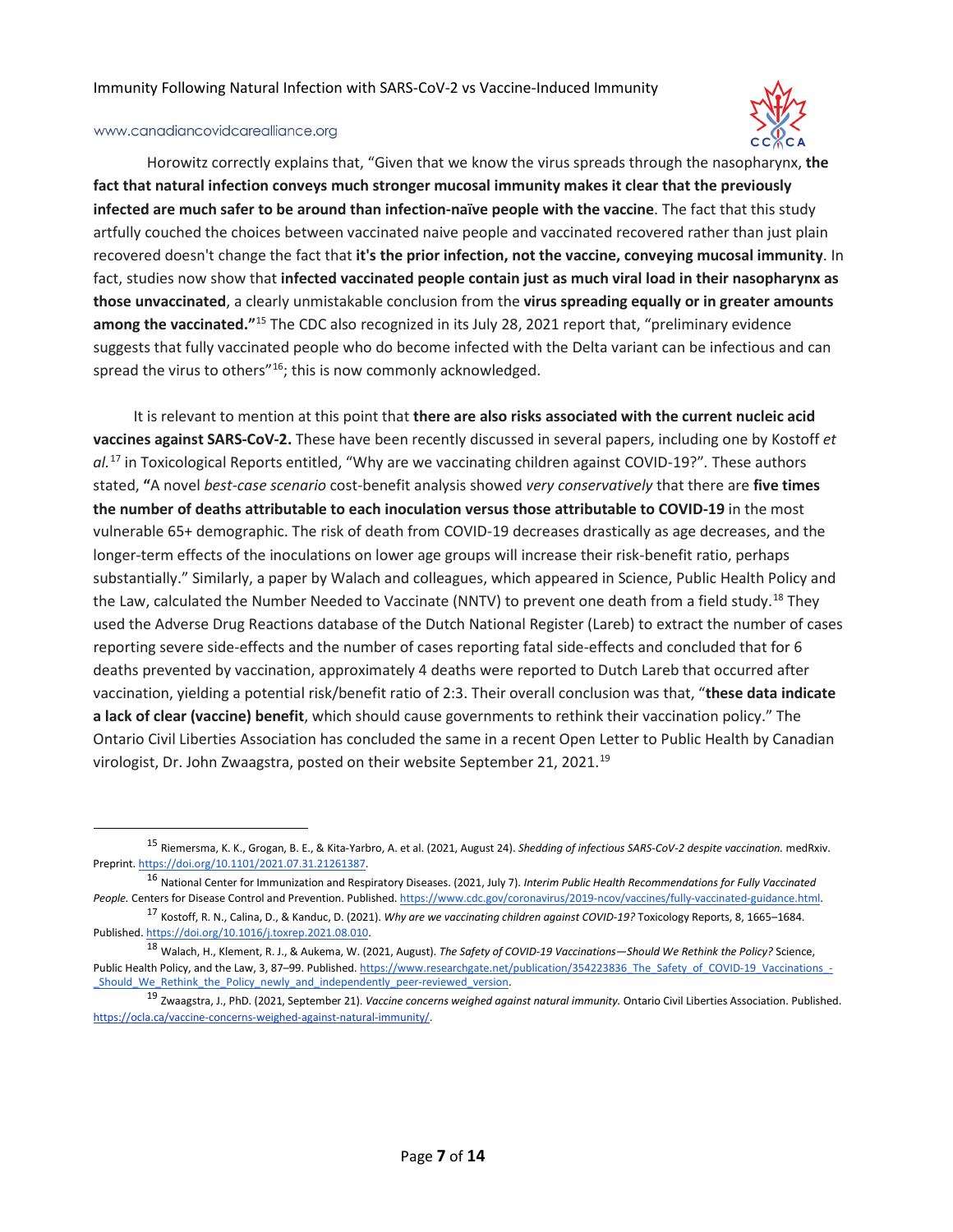Horowitz correctly explains that, "Given that we know the virus spreads through the nasopharynx, **the fact that natural infection conveys much stronger mucosal immunity makes it clear that the previously infected are much safer to be around than infection-naïve people with the vaccine**. The fact that this study artfully couched the choices between vaccinated naive people and vaccinated recovered rather than just plain recovered doesn't change the fact that **it's the prior infection, not the vaccine, conveying mucosal immunity**. In fact, studies now show that **infected vaccinated people contain just as much viral load in their nasopharynx as those unvaccinated**, a clearly unmistakable conclusion from the **virus spreading equally or in greater amounts among the vaccinated."**[15] The CDC also recognized in its July 28, 2021 report that, "preliminary evidence suggests that fully vaccinated people who do become infected with the Delta variant can be infectious and can spread the virus to others"[16]; this is now commonly acknowledged.

It is relevant to mention at this point that **there are also risks associated with the current nucleic acid vaccines against SARS-CoV-2.** These have been recently discussed in several papers, including one by Kostoff *et al.*[17] in Toxicological Reports entitled, "Why are we vaccinating children against COVID-19?". These authors stated, **"**A novel *best-case scenario* cost-benefit analysis showed *very conservatively* that there are **five times the number of deaths attributable to each inoculation versus those attributable to COVID-19** in the most vulnerable 65+ demographic. The risk of death from COVID-19 decreases drastically as age decreases, and the longer-term effects of the inoculations on lower age groups will increase their risk-benefit ratio, perhaps substantially." Similarly, a paper by Walach and colleagues, which appeared in Science, Public Health Policy and the Law, calculated the Number Needed to Vaccinate (NNTV) to prevent one death from a field study.[18] They used the Adverse Drug Reactions database of the Dutch National Register (Lareb) to extract the number of cases reporting severe side-effects and the number of cases reporting fatal side-effects and concluded that for 6 deaths prevented by vaccination, approximately 4 deaths were reported to Dutch Lareb that occurred after vaccination, yielding a potential risk/benefit ratio of 2:3. Their overall conclusion was that, "**these data indicate a lack of clear (vaccine) benefit**, which should cause governments to rethink their vaccination policy." The Ontario Civil Liberties Association has concluded the same in a recent Open Letter to Public Health by Canadian virologist, Dr. John Zwaagstra, posted on their website September 21, 2021.[19]

---

[15] Riemersma, K. K., Grogan, B. E., & Kita-Yarbro, A. et al. (2021, August 24). *Shedding of infectious SARS-CoV-2 despite vaccination.* medRxiv. Preprint. https://doi.org/10.1101/2021.07.31.21261387.

[16] National Center for Immunization and Respiratory Diseases. (2021, July 7). *Interim Public Health Recommendations for Fully Vaccinated People.* Centers for Disease Control and Prevention. Published. https://www.cdc.gov/coronavirus/2019-ncov/vaccines/fully-vaccinated-guidance.html.

[17] Kostoff, R. N., Calina, D., & Kanduc, D. (2021). *Why are we vaccinating children against COVID-19?* Toxicology Reports, 8, 1665–1684. Published. https://doi.org/10.1016/j.toxrep.2021.08.010.

[18] Walach, H., Klement, R. J., & Aukema, W. (2021, August). *The Safety of COVID-19 Vaccinations—Should We Rethink the Policy?* Science, Public Health Policy, and the Law, 3, 87–99. Published. https://www.researchgate.net/publication/354223836_The_Safety_of_COVID-19_Vaccinations_-_Should_We_Rethink_the_Policy_newly_and_independently_peer-reviewed_version.

[19] Zwaagstra, J., PhD. (2021, September 21). *Vaccine concerns weighed against natural immunity.* Ontario Civil Liberties Association. Published. https://ocla.ca/vaccine-concerns-weighed-against-natural-immunity/.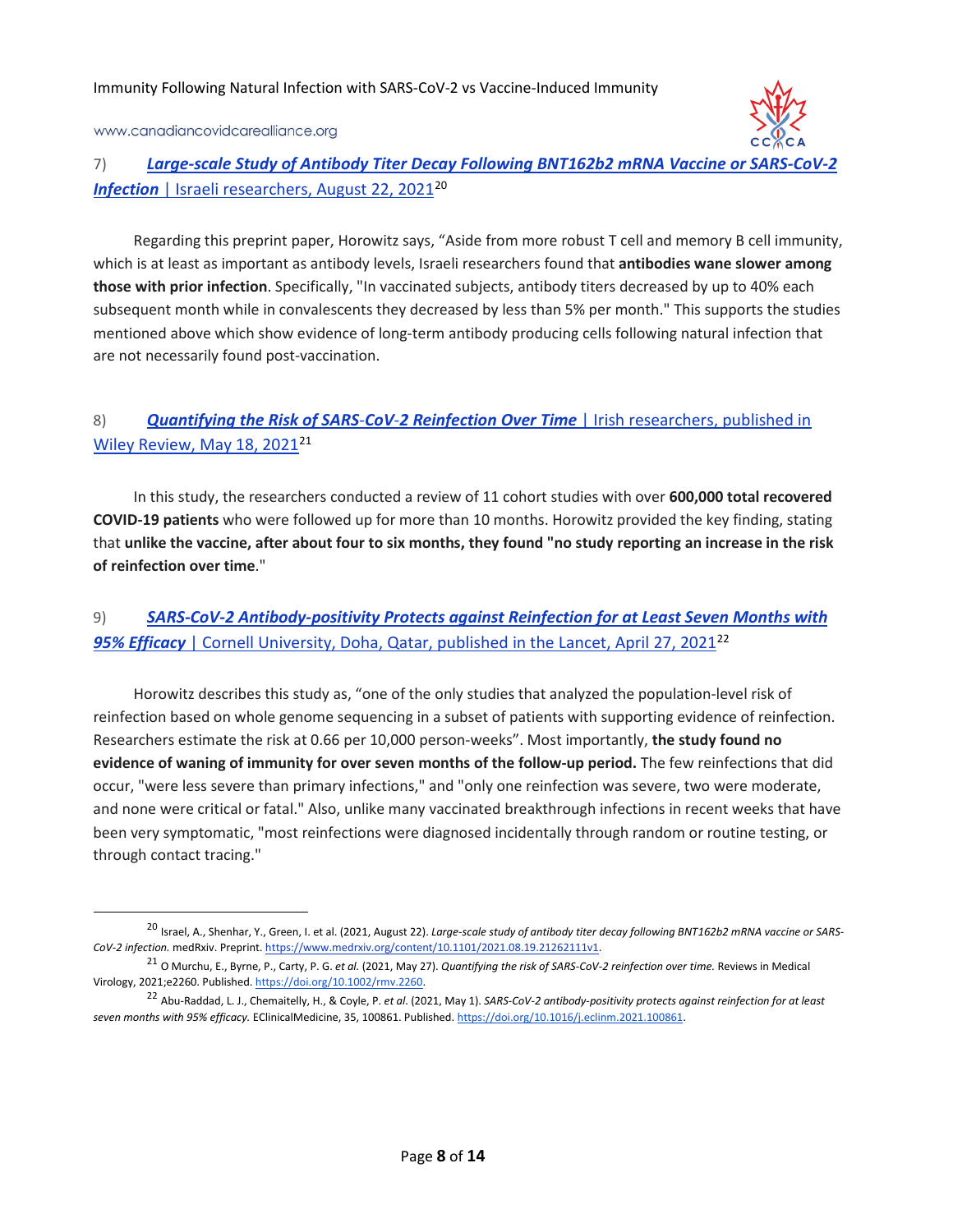7) ***Large-scale Study of Antibody Titer Decay Following BNT162b2 mRNA Vaccine or SARS-CoV-2 Infection*** | Israeli researchers, August 22, 2021[20]

Regarding this preprint paper, Horowitz says, "Aside from more robust T cell and memory B cell immunity, which is at least as important as antibody levels, Israeli researchers found that **antibodies wane slower among those with prior infection**. Specifically, "In vaccinated subjects, antibody titers decreased by up to 40% each subsequent month while in convalescents they decreased by less than 5% per month." This supports the studies mentioned above which show evidence of long-term antibody producing cells following natural infection that are not necessarily found post-vaccination.

8) ***Quantifying the Risk of SARS-CoV-2 Reinfection Over Time*** | Irish researchers, published in Wiley Review, May 18, 2021[21]

In this study, the researchers conducted a review of 11 cohort studies with over **600,000 total recovered COVID-19 patients** who were followed up for more than 10 months. Horowitz provided the key finding, stating that **unlike the vaccine, after about four to six months, they found "no study reporting an increase in the risk of reinfection over time**."

9) ***SARS-CoV-2 Antibody-positivity Protects against Reinfection for at Least Seven Months with 95% Efficacy*** | Cornell University, Doha, Qatar, published in the Lancet, April 27, 2021[22]

Horowitz describes this study as, "one of the only studies that analyzed the population-level risk of reinfection based on whole genome sequencing in a subset of patients with supporting evidence of reinfection. Researchers estimate the risk at 0.66 per 10,000 person-weeks". Most importantly, **the study found no evidence of waning of immunity for over seven months of the follow-up period.** The few reinfections that did occur, "were less severe than primary infections," and "only one reinfection was severe, two were moderate, and none were critical or fatal." Also, unlike many vaccinated breakthrough infections in recent weeks that have been very symptomatic, "most reinfections were diagnosed incidentally through random or routine testing, or through contact tracing."

---

[20] Israel, A., Shenhar, Y., Green, I. et al. (2021, August 22). *Large-scale study of antibody titer decay following BNT162b2 mRNA vaccine or SARS-CoV-2 infection.* medRxiv. Preprint. https://www.medrxiv.org/content/10.1101/2021.08.19.21262111v1.

[21] O Murchu, E., Byrne, P., Carty, P. G. *et al.* (2021, May 27). *Quantifying the risk of SARS-CoV-2 reinfection over time.* Reviews in Medical Virology, 2021;e2260. Published. https://doi.org/10.1002/rmv.2260.

[22] Abu-Raddad, L. J., Chemaitelly, H., & Coyle, P. *et al.* (2021, May 1). *SARS-CoV-2 antibody-positivity protects against reinfection for at least seven months with 95% efficacy.* EClinicalMedicine, 35, 100861. Published. https://doi.org/10.1016/j.eclinm.2021.100861.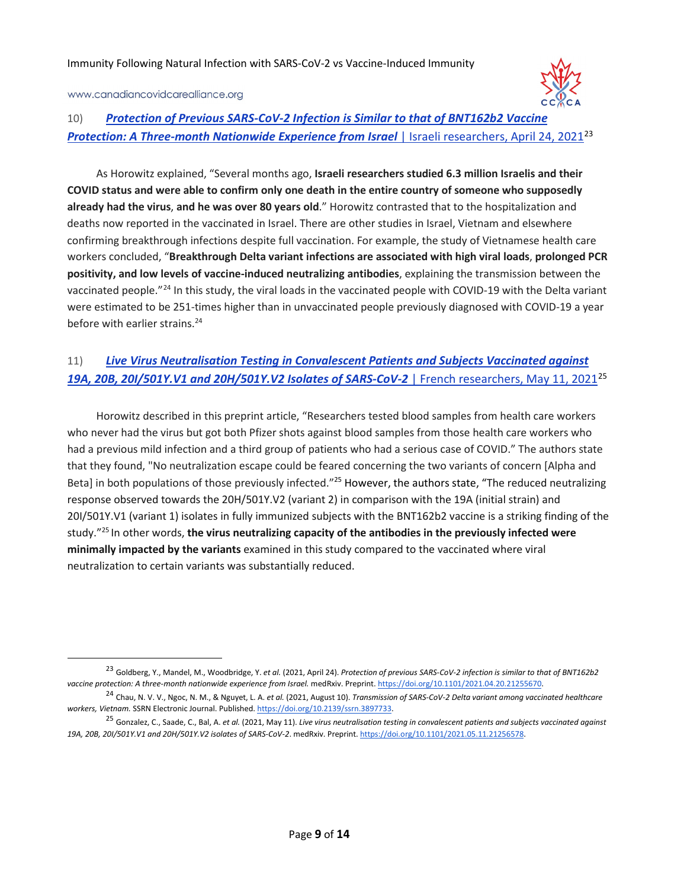### 10) [*Protection of Previous SARS-CoV-2 Infection is Similar to that of BNT162b2 Vaccine Protection: A Three-month Nationwide Experience from Israel* | Israeli researchers, April 24, 2021](https://doi.org/10.1101/2021.04.20.21255670)[23]

As Horowitz explained, "Several months ago, **Israeli researchers studied 6.3 million Israelis and their COVID status and were able to confirm only one death in the entire country of someone who supposedly already had the virus**, **and he was over 80 years old**." Horowitz contrasted that to the hospitalization and deaths now reported in the vaccinated in Israel. There are other studies in Israel, Vietnam and elsewhere confirming breakthrough infections despite full vaccination. For example, the study of Vietnamese health care workers concluded, "**Breakthrough Delta variant infections are associated with high viral loads**, **prolonged PCR positivity, and low levels of vaccine-induced neutralizing antibodies**, explaining the transmission between the vaccinated people."[24] In this study, the viral loads in the vaccinated people with COVID-19 with the Delta variant were estimated to be 251-times higher than in unvaccinated people previously diagnosed with COVID-19 a year before with earlier strains.[24]

### 11) [*Live Virus Neutralisation Testing in Convalescent Patients and Subjects Vaccinated against 19A, 20B, 20I/501Y.V1 and 20H/501Y.V2 Isolates of SARS-CoV-2* | French researchers, May 11, 2021](https://doi.org/10.1101/2021.05.11.21256578)[25]

Horowitz described in this preprint article, "Researchers tested blood samples from health care workers who never had the virus but got both Pfizer shots against blood samples from those health care workers who had a previous mild infection and a third group of patients who had a serious case of COVID." The authors state that they found, "No neutralization escape could be feared concerning the two variants of concern [Alpha and Beta] in both populations of those previously infected."[25] However, the authors state, "The reduced neutralizing response observed towards the 20H/501Y.V2 (variant 2) in comparison with the 19A (initial strain) and 20I/501Y.V1 (variant 1) isolates in fully immunized subjects with the BNT162b2 vaccine is a striking finding of the study."[25] In other words, **the virus neutralizing capacity of the antibodies in the previously infected were minimally impacted by the variants** examined in this study compared to the vaccinated where viral neutralization to certain variants was substantially reduced.

---

[23] Goldberg, Y., Mandel, M., Woodbridge, Y. *et al.* (2021, April 24). *Protection of previous SARS-CoV-2 infection is similar to that of BNT162b2 vaccine protection: A three-month nationwide experience from Israel.* medRxiv. Preprint. https://doi.org/10.1101/2021.04.20.21255670.

[24] Chau, N. V. V., Ngoc, N. M., & Nguyet, L. A. *et al.* (2021, August 10). *Transmission of SARS-CoV-2 Delta variant among vaccinated healthcare workers, Vietnam.* SSRN Electronic Journal. Published. https://doi.org/10.2139/ssrn.3897733.

[25] Gonzalez, C., Saade, C., Bal, A. *et al.* (2021, May 11). *Live virus neutralisation testing in convalescent patients and subjects vaccinated against 19A, 20B, 20I/501Y.V1 and 20H/501Y.V2 isolates of SARS-CoV-2*. medRxiv. Preprint. https://doi.org/10.1101/2021.05.11.21256578.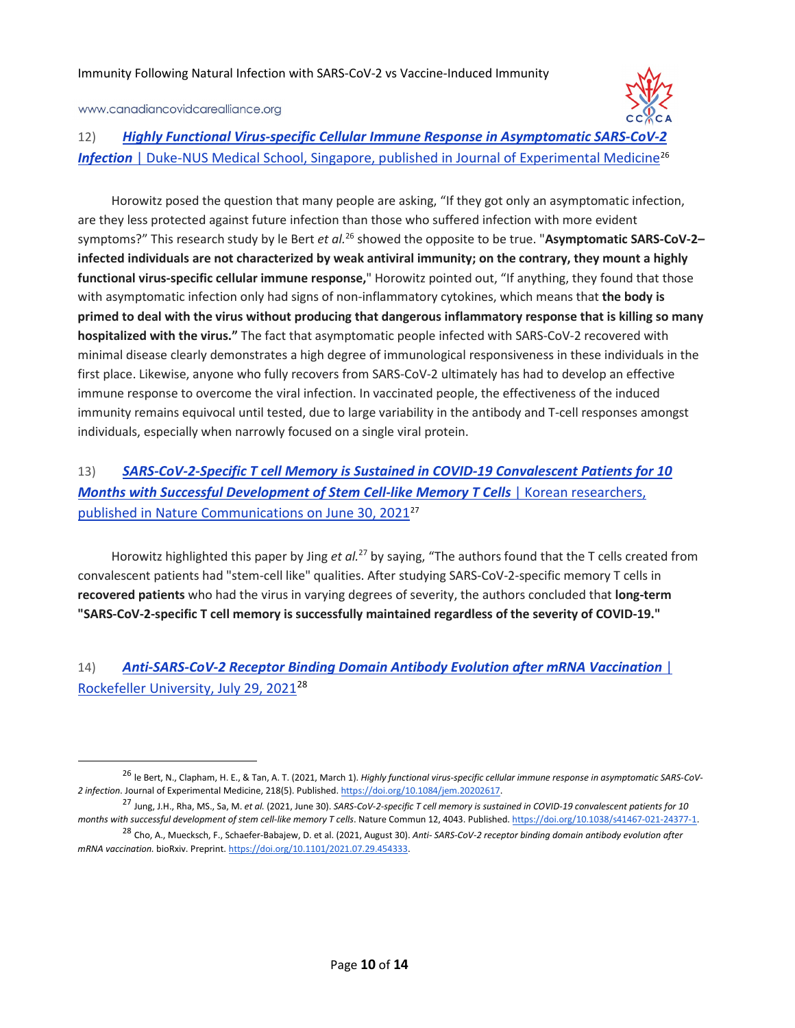12) ***Highly Functional Virus-specific Cellular Immune Response in Asymptomatic SARS-CoV-2 Infection*** | Duke-NUS Medical School, Singapore, published in Journal of Experimental Medicine[26]

Horowitz posed the question that many people are asking, "If they got only an asymptomatic infection, are they less protected against future infection than those who suffered infection with more evident symptoms?" This research study by le Bert *et al.*[26] showed the opposite to be true. "**Asymptomatic SARS-CoV-2–infected individuals are not characterized by weak antiviral immunity; on the contrary, they mount a highly functional virus-specific cellular immune response,**" Horowitz pointed out, "If anything, they found that those with asymptomatic infection only had signs of non-inflammatory cytokines, which means that **the body is primed to deal with the virus without producing that dangerous inflammatory response that is killing so many hospitalized with the virus."** The fact that asymptomatic people infected with SARS-CoV-2 recovered with minimal disease clearly demonstrates a high degree of immunological responsiveness in these individuals in the first place. Likewise, anyone who fully recovers from SARS-CoV-2 ultimately has had to develop an effective immune response to overcome the viral infection. In vaccinated people, the effectiveness of the induced immunity remains equivocal until tested, due to large variability in the antibody and T-cell responses amongst individuals, especially when narrowly focused on a single viral protein.

13) ***SARS-CoV-2-Specific T cell Memory is Sustained in COVID-19 Convalescent Patients for 10 Months with Successful Development of Stem Cell-like Memory T Cells*** | Korean researchers, published in Nature Communications on June 30, 2021[27]

Horowitz highlighted this paper by Jing *et al.*[27] by saying, "The authors found that the T cells created from convalescent patients had "stem-cell like" qualities. After studying SARS-CoV-2-specific memory T cells in **recovered patients** who had the virus in varying degrees of severity, the authors concluded that **long-term "SARS-CoV-2-specific T cell memory is successfully maintained regardless of the severity of COVID-19."**

14) ***Anti-SARS-CoV-2 Receptor Binding Domain Antibody Evolution after mRNA Vaccination*** | Rockefeller University, July 29, 2021[28]

---

[26] le Bert, N., Clapham, H. E., & Tan, A. T. (2021, March 1). *Highly functional virus-specific cellular immune response in asymptomatic SARS-CoV-2 infection*. Journal of Experimental Medicine, 218(5). Published. https://doi.org/10.1084/jem.20202617.

[27] Jung, J.H., Rha, MS., Sa, M. *et al.* (2021, June 30). *SARS-CoV-2-specific T cell memory is sustained in COVID-19 convalescent patients for 10 months with successful development of stem cell-like memory T cells*. Nature Commun 12, 4043. Published. https://doi.org/10.1038/s41467-021-24377-1.

[28] Cho, A., Muecksch, F., Schaefer-Babajew, D. et al. (2021, August 30). *Anti- SARS-CoV-2 receptor binding domain antibody evolution after mRNA vaccination.* bioRxiv. Preprint. https://doi.org/10.1101/2021.07.29.454333.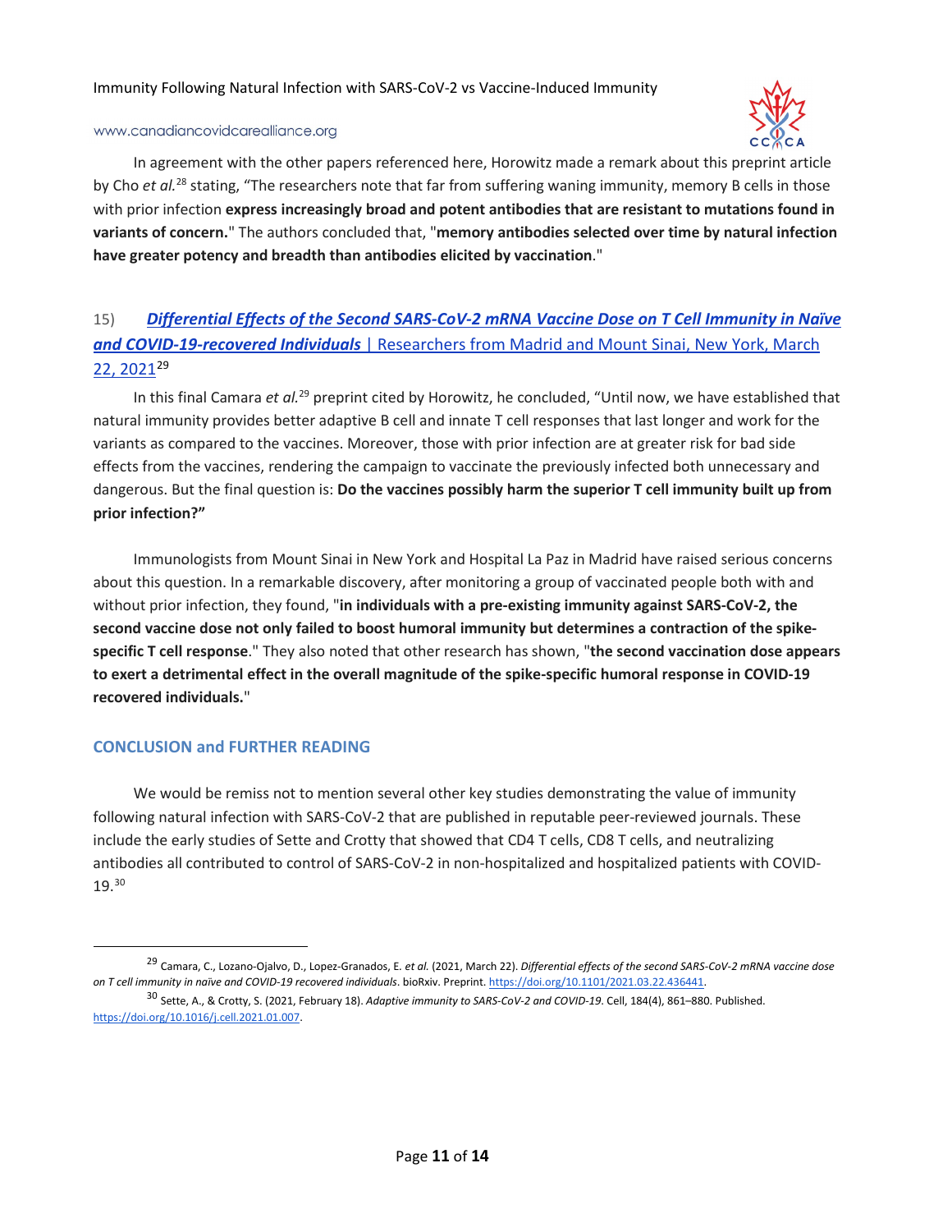In agreement with the other papers referenced here, Horowitz made a remark about this preprint article by Cho *et al.*[28] stating, "The researchers note that far from suffering waning immunity, memory B cells in those with prior infection **express increasingly broad and potent antibodies that are resistant to mutations found in variants of concern.**" The authors concluded that, "**memory antibodies selected over time by natural infection have greater potency and breadth than antibodies elicited by vaccination**."

### 15) ***Differential Effects of the Second SARS-CoV-2 mRNA Vaccine Dose on T Cell Immunity in Naïve and COVID-19-recovered Individuals*** | Researchers from Madrid and Mount Sinai, New York, March 22, 2021[29]

In this final Camara *et al.*[29] preprint cited by Horowitz, he concluded, "Until now, we have established that natural immunity provides better adaptive B cell and innate T cell responses that last longer and work for the variants as compared to the vaccines. Moreover, those with prior infection are at greater risk for bad side effects from the vaccines, rendering the campaign to vaccinate the previously infected both unnecessary and dangerous. But the final question is: **Do the vaccines possibly harm the superior T cell immunity built up from prior infection?"**

Immunologists from Mount Sinai in New York and Hospital La Paz in Madrid have raised serious concerns about this question. In a remarkable discovery, after monitoring a group of vaccinated people both with and without prior infection, they found, "**in individuals with a pre-existing immunity against SARS-CoV-2, the second vaccine dose not only failed to boost humoral immunity but determines a contraction of the spike-specific T cell response**." They also noted that other research has shown, "**the second vaccination dose appears to exert a detrimental effect in the overall magnitude of the spike-specific humoral response in COVID-19 recovered individuals.**"

## CONCLUSION and FURTHER READING

We would be remiss not to mention several other key studies demonstrating the value of immunity following natural infection with SARS-CoV-2 that are published in reputable peer-reviewed journals. These include the early studies of Sette and Crotty that showed that CD4 T cells, CD8 T cells, and neutralizing antibodies all contributed to control of SARS-CoV-2 in non-hospitalized and hospitalized patients with COVID-19.[30]

---

[29] Camara, C., Lozano-Ojalvo, D., Lopez-Granados, E. *et al.* (2021, March 22). *Differential effects of the second SARS-CoV-2 mRNA vaccine dose on T cell immunity in naïve and COVID-19 recovered individuals*. bioRxiv. Preprint. https://doi.org/10.1101/2021.03.22.436441.

[30] Sette, A., & Crotty, S. (2021, February 18). *Adaptive immunity to SARS-CoV-2 and COVID-19*. Cell, 184(4), 861–880. Published. https://doi.org/10.1016/j.cell.2021.01.007.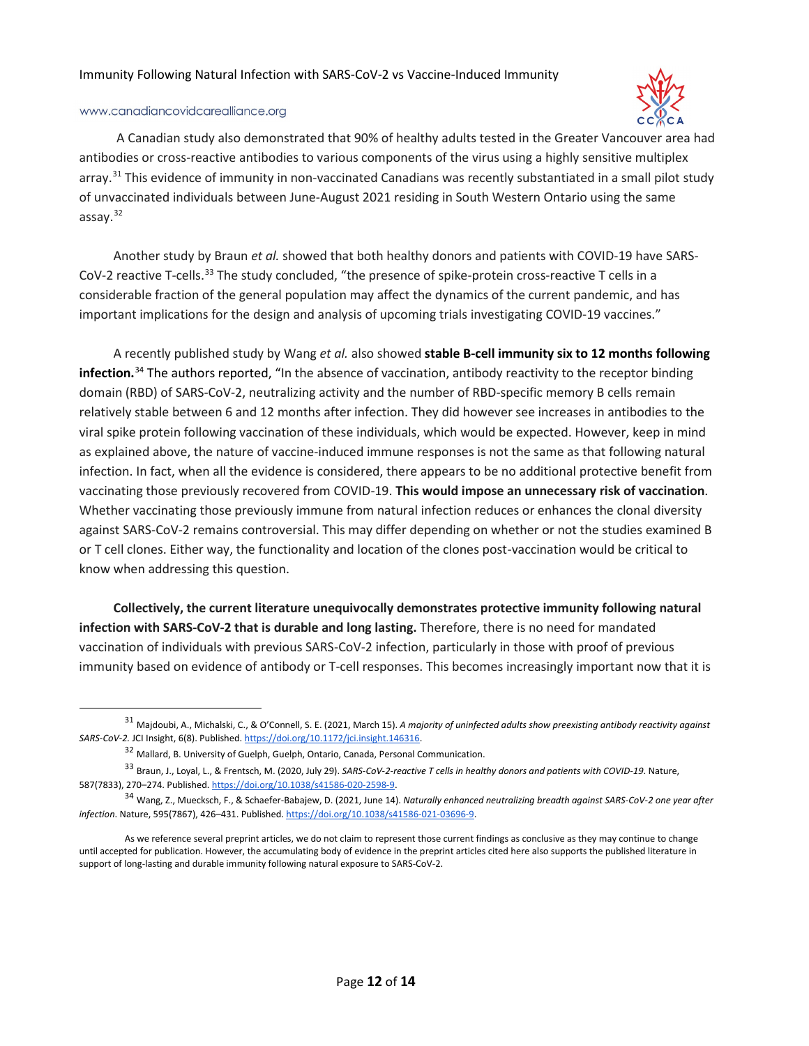A Canadian study also demonstrated that 90% of healthy adults tested in the Greater Vancouver area had antibodies or cross-reactive antibodies to various components of the virus using a highly sensitive multiplex array.[31] This evidence of immunity in non-vaccinated Canadians was recently substantiated in a small pilot study of unvaccinated individuals between June-August 2021 residing in South Western Ontario using the same assay.[32]

Another study by Braun *et al.* showed that both healthy donors and patients with COVID-19 have SARS-CoV-2 reactive T-cells.[33] The study concluded, "the presence of spike-protein cross-reactive T cells in a considerable fraction of the general population may affect the dynamics of the current pandemic, and has important implications for the design and analysis of upcoming trials investigating COVID-19 vaccines."

A recently published study by Wang *et al.* also showed **stable B-cell immunity six to 12 months following infection.**[34] The authors reported, "In the absence of vaccination, antibody reactivity to the receptor binding domain (RBD) of SARS-CoV-2, neutralizing activity and the number of RBD-specific memory B cells remain relatively stable between 6 and 12 months after infection. They did however see increases in antibodies to the viral spike protein following vaccination of these individuals, which would be expected. However, keep in mind as explained above, the nature of vaccine-induced immune responses is not the same as that following natural infection. In fact, when all the evidence is considered, there appears to be no additional protective benefit from vaccinating those previously recovered from COVID-19. **This would impose an unnecessary risk of vaccination**. Whether vaccinating those previously immune from natural infection reduces or enhances the clonal diversity against SARS-CoV-2 remains controversial. This may differ depending on whether or not the studies examined B or T cell clones. Either way, the functionality and location of the clones post-vaccination would be critical to know when addressing this question.

**Collectively, the current literature unequivocally demonstrates protective immunity following natural infection with SARS-CoV-2 that is durable and long lasting.** Therefore, there is no need for mandated vaccination of individuals with previous SARS-CoV-2 infection, particularly in those with proof of previous immunity based on evidence of antibody or T-cell responses. This becomes increasingly important now that it is

---

[31] Majdoubi, A., Michalski, C., & O'Connell, S. E. (2021, March 15). *A majority of uninfected adults show preexisting antibody reactivity against SARS-CoV-2.* JCI Insight, 6(8). Published. https://doi.org/10.1172/jci.insight.146316.

[32] Mallard, B. University of Guelph, Guelph, Ontario, Canada, Personal Communication.

[33] Braun, J., Loyal, L., & Frentsch, M. (2020, July 29). *SARS-CoV-2-reactive T cells in healthy donors and patients with COVID-19*. Nature, 587(7833), 270–274. Published. https://doi.org/10.1038/s41586-020-2598-9.

[34] Wang, Z., Muecksch, F., & Schaefer-Babajew, D. (2021, June 14). *Naturally enhanced neutralizing breadth against SARS-CoV-2 one year after infection*. Nature, 595(7867), 426–431. Published. https://doi.org/10.1038/s41586-021-03696-9.

As we reference several preprint articles, we do not claim to represent those current findings as conclusive as they may continue to change until accepted for publication. However, the accumulating body of evidence in the preprint articles cited here also supports the published literature in support of long-lasting and durable immunity following natural exposure to SARS-CoV-2.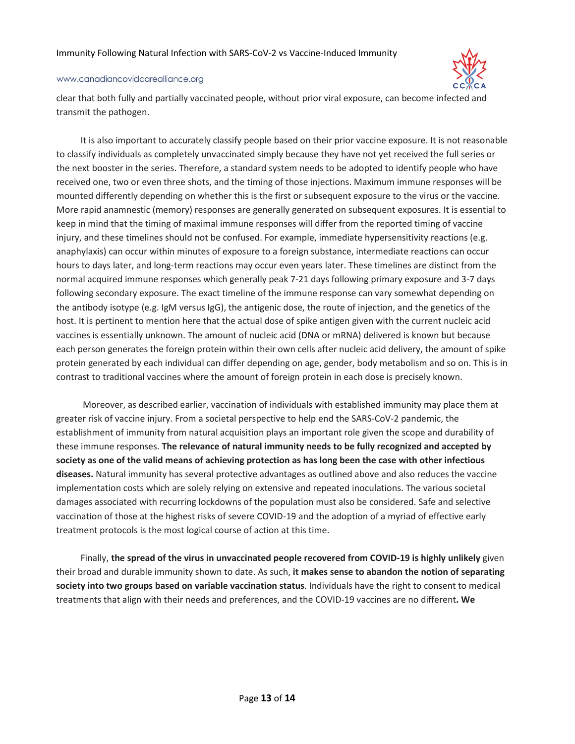clear that both fully and partially vaccinated people, without prior viral exposure, can become infected and transmit the pathogen.

It is also important to accurately classify people based on their prior vaccine exposure. It is not reasonable to classify individuals as completely unvaccinated simply because they have not yet received the full series or the next booster in the series. Therefore, a standard system needs to be adopted to identify people who have received one, two or even three shots, and the timing of those injections. Maximum immune responses will be mounted differently depending on whether this is the first or subsequent exposure to the virus or the vaccine. More rapid anamnestic (memory) responses are generally generated on subsequent exposures. It is essential to keep in mind that the timing of maximal immune responses will differ from the reported timing of vaccine injury, and these timelines should not be confused. For example, immediate hypersensitivity reactions (e.g. anaphylaxis) can occur within minutes of exposure to a foreign substance, intermediate reactions can occur hours to days later, and long-term reactions may occur even years later. These timelines are distinct from the normal acquired immune responses which generally peak 7-21 days following primary exposure and 3-7 days following secondary exposure. The exact timeline of the immune response can vary somewhat depending on the antibody isotype (e.g. IgM versus IgG), the antigenic dose, the route of injection, and the genetics of the host. It is pertinent to mention here that the actual dose of spike antigen given with the current nucleic acid vaccines is essentially unknown. The amount of nucleic acid (DNA or mRNA) delivered is known but because each person generates the foreign protein within their own cells after nucleic acid delivery, the amount of spike protein generated by each individual can differ depending on age, gender, body metabolism and so on. This is in contrast to traditional vaccines where the amount of foreign protein in each dose is precisely known.

Moreover, as described earlier, vaccination of individuals with established immunity may place them at greater risk of vaccine injury. From a societal perspective to help end the SARS-CoV-2 pandemic, the establishment of immunity from natural acquisition plays an important role given the scope and durability of these immune responses. **The relevance of natural immunity needs to be fully recognized and accepted by society as one of the valid means of achieving protection as has long been the case with other infectious diseases.** Natural immunity has several protective advantages as outlined above and also reduces the vaccine implementation costs which are solely relying on extensive and repeated inoculations. The various societal damages associated with recurring lockdowns of the population must also be considered. Safe and selective vaccination of those at the highest risks of severe COVID-19 and the adoption of a myriad of effective early treatment protocols is the most logical course of action at this time.

Finally, **the spread of the virus in unvaccinated people recovered from COVID-19 is highly unlikely** given their broad and durable immunity shown to date. As such, **it makes sense to abandon the notion of separating society into two groups based on variable vaccination status**. Individuals have the right to consent to medical treatments that align with their needs and preferences, and the COVID-19 vaccines are no different**. We**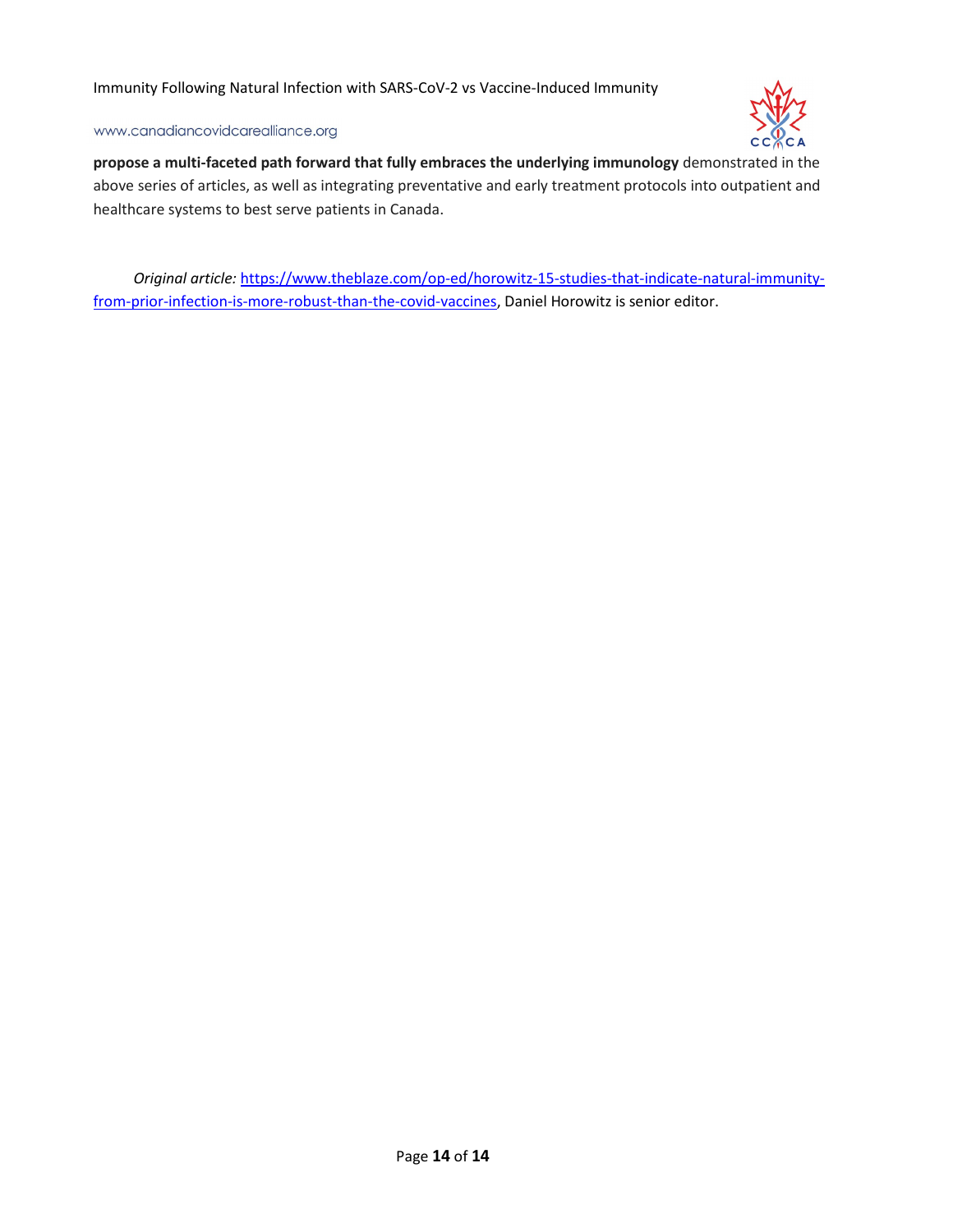**propose a multi-faceted path forward that fully embraces the underlying immunology** demonstrated in the above series of articles, as well as integrating preventative and early treatment protocols into outpatient and healthcare systems to best serve patients in Canada.

*Original article:* [https://www.theblaze.com/op-ed/horowitz-15-studies-that-indicate-natural-immunity-from-prior-infection-is-more-robust-than-the-covid-vaccines](https://www.theblaze.com/op-ed/horowitz-15-studies-that-indicate-natural-immunity-from-prior-infection-is-more-robust-than-the-covid-vaccines), Daniel Horowitz is senior editor.